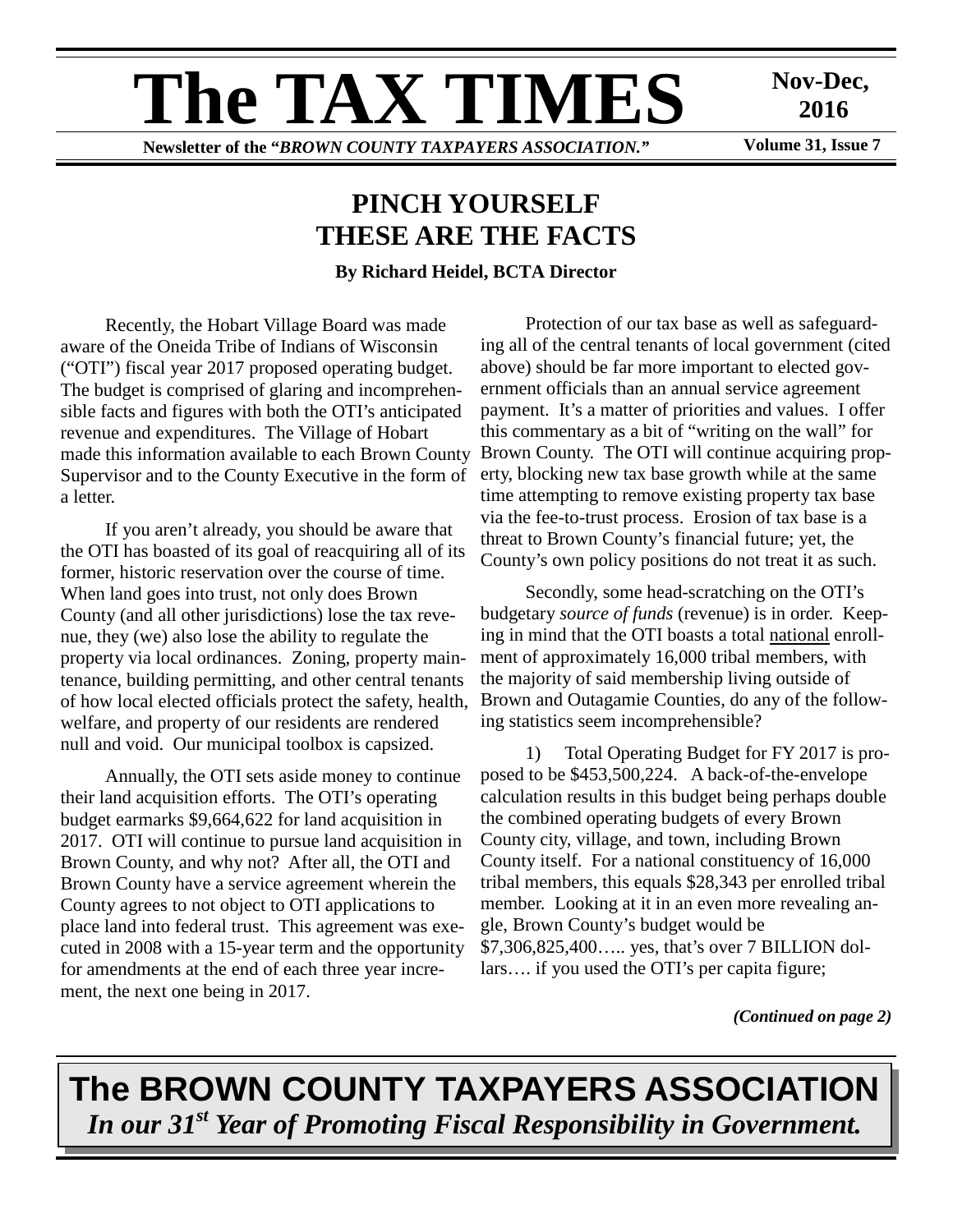# The TAX TIMES

**Nov-Dec, 2016**

**Newsletter of the "*BROWN COUNTY TAXPAYERS ASSOCIATION.*"** **Volume 31, Issue 7**

## PINCH YOURSELF THESE ARE THE FACTS

**By Richard Heidel, BCTA Director**

Recently, the Hobart Village Board was made aware of the Oneida Tribe of Indians of Wisconsin ("OTI") fiscal year 2017 proposed operating budget. The budget is comprised of glaring and incomprehensible facts and figures with both the OTI's anticipated revenue and expenditures. The Village of Hobart made this information available to each Brown County Supervisor and to the County Executive in the form of a letter.

If you aren't already, you should be aware that the OTI has boasted of its goal of reacquiring all of its former, historic reservation over the course of time. When land goes into trust, not only does Brown County (and all other jurisdictions) lose the tax revenue, they (we) also lose the ability to regulate the property via local ordinances. Zoning, property maintenance, building permitting, and other central tenants of how local elected officials protect the safety, health, welfare, and property of our residents are rendered null and void. Our municipal toolbox is capsized.

Annually, the OTI sets aside money to continue their land acquisition efforts. The OTI's operating budget earmarks $9,664,622 for land acquisition in 2017. OTI will continue to pursue land acquisition in Brown County, and why not? After all, the OTI and Brown County have a service agreement wherein the County agrees to not object to OTI applications to place land into federal trust. This agreement was executed in 2008 with a 15-year term and the opportunity for amendments at the end of each three year increment, the next one being in 2017.

Protection of our tax base as well as safeguarding all of the central tenants of local government (cited above) should be far more important to elected government officials than an annual service agreement payment. It's a matter of priorities and values. I offer this commentary as a bit of "writing on the wall" for Brown County. The OTI will continue acquiring property, blocking new tax base growth while at the same time attempting to remove existing property tax base via the fee-to-trust process. Erosion of tax base is a threat to Brown County's financial future; yet, the County's own policy positions do not treat it as such.

Secondly, some head-scratching on the OTI's budgetary *source of funds* (revenue) is in order. Keeping in mind that the OTI boasts a total national enrollment of approximately 16,000 tribal members, with the majority of said membership living outside of Brown and Outagamie Counties, do any of the following statistics seem incomprehensible?

1) Total Operating Budget for FY 2017 is proposed to be $453,500,224. A back-of-the-envelope calculation results in this budget being perhaps double the combined operating budgets of every Brown County city, village, and town, including Brown County itself. For a national constituency of 16,000 tribal members, this equals $28,343 per enrolled tribal member. Looking at it in an even more revealing angle, Brown County's budget would be $7,306,825,400….. yes, that's over 7 BILLION dollars…. if you used the OTI's per capita figure;

***(Continued on page 2)***

**The BROWN COUNTY TAXPAYERS ASSOCIATION**

***In our 31st Year of Promoting Fiscal Responsibility in Government.***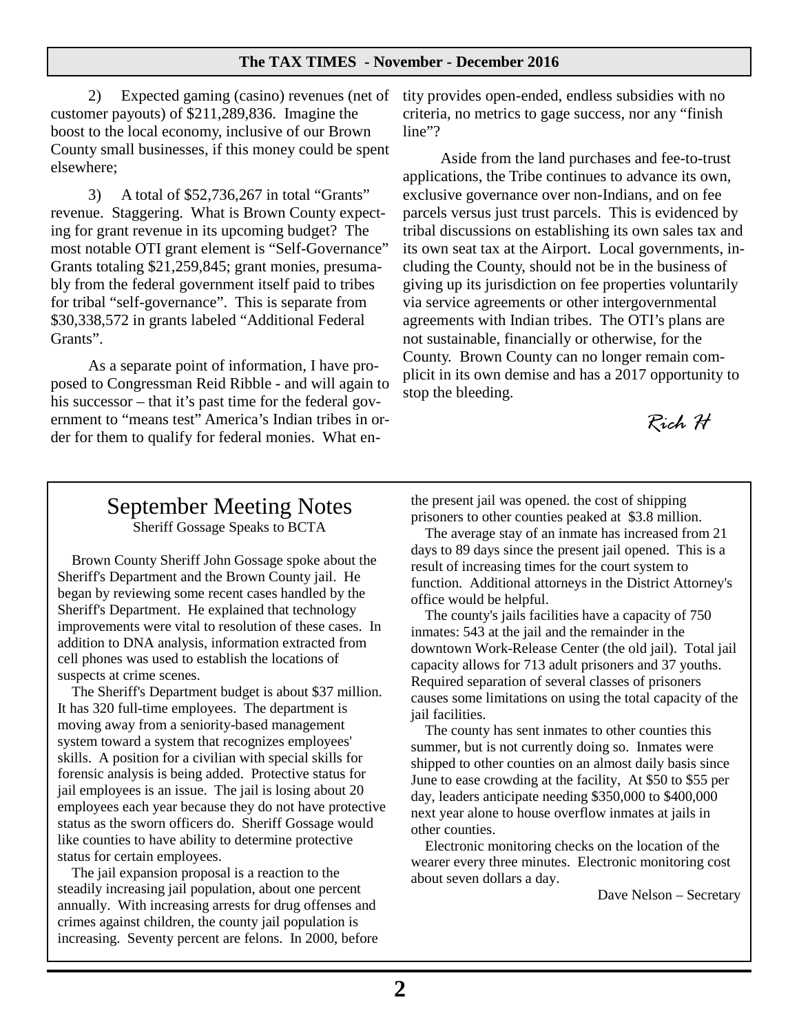2) Expected gaming (casino) revenues (net of customer payouts) of $211,289,836. Imagine the boost to the local economy, inclusive of our Brown County small businesses, if this money could be spent elsewhere;

3) A total of $52,736,267 in total "Grants" revenue. Staggering. What is Brown County expecting for grant revenue in its upcoming budget? The most notable OTI grant element is "Self-Governance" Grants totaling $21,259,845; grant monies, presumably from the federal government itself paid to tribes for tribal "self-governance". This is separate from $30,338,572 in grants labeled "Additional Federal Grants".

As a separate point of information, I have proposed to Congressman Reid Ribble - and will again to his successor – that it's past time for the federal government to "means test" America's Indian tribes in order for them to qualify for federal monies. What entity provides open-ended, endless subsidies with no criteria, no metrics to gage success, nor any "finish line"?

Aside from the land purchases and fee-to-trust applications, the Tribe continues to advance its own, exclusive governance over non-Indians, and on fee parcels versus just trust parcels. This is evidenced by tribal discussions on establishing its own sales tax and its own seat tax at the Airport. Local governments, including the County, should not be in the business of giving up its jurisdiction on fee properties voluntarily via service agreements or other intergovernmental agreements with Indian tribes. The OTI's plans are not sustainable, financially or otherwise, for the County. Brown County can no longer remain complicit in its own demise and has a 2017 opportunity to stop the bleeding.

*Rich H*

# September Meeting Notes

Sheriff Gossage Speaks to BCTA

Brown County Sheriff John Gossage spoke about the Sheriff's Department and the Brown County jail. He began by reviewing some recent cases handled by the Sheriff's Department. He explained that technology improvements were vital to resolution of these cases. In addition to DNA analysis, information extracted from cell phones was used to establish the locations of suspects at crime scenes.

The Sheriff's Department budget is about $37 million. It has 320 full-time employees. The department is moving away from a seniority-based management system toward a system that recognizes employees' skills. A position for a civilian with special skills for forensic analysis is being added. Protective status for jail employees is an issue. The jail is losing about 20 employees each year because they do not have protective status as the sworn officers do. Sheriff Gossage would like counties to have ability to determine protective status for certain employees.

The jail expansion proposal is a reaction to the steadily increasing jail population, about one percent annually. With increasing arrests for drug offenses and crimes against children, the county jail population is increasing. Seventy percent are felons. In 2000, before the present jail was opened. the cost of shipping prisoners to other counties peaked at $3.8 million.

The average stay of an inmate has increased from 21 days to 89 days since the present jail opened. This is a result of increasing times for the court system to function. Additional attorneys in the District Attorney's office would be helpful.

The county's jails facilities have a capacity of 750 inmates: 543 at the jail and the remainder in the downtown Work-Release Center (the old jail). Total jail capacity allows for 713 adult prisoners and 37 youths. Required separation of several classes of prisoners causes some limitations on using the total capacity of the jail facilities.

The county has sent inmates to other counties this summer, but is not currently doing so. Inmates were shipped to other counties on an almost daily basis since June to ease crowding at the facility, At $50 to $55 per day, leaders anticipate needing $350,000 to $400,000 next year alone to house overflow inmates at jails in other counties.

Electronic monitoring checks on the location of the wearer every three minutes. Electronic monitoring cost about seven dollars a day.

Dave Nelson – Secretary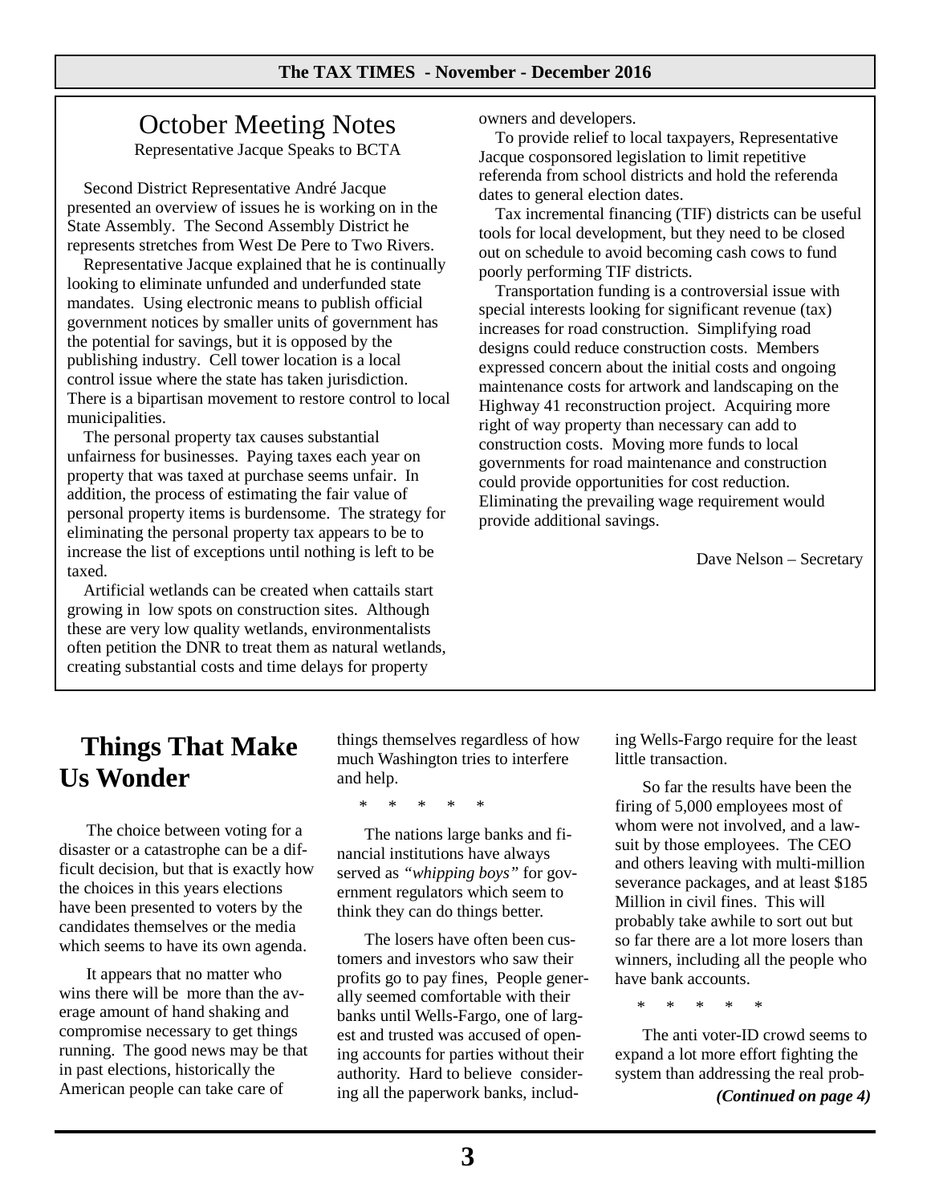## October Meeting Notes

Representative Jacque Speaks to BCTA

Second District Representative André Jacque presented an overview of issues he is working on in the State Assembly. The Second Assembly District he represents stretches from West De Pere to Two Rivers.

Representative Jacque explained that he is continually looking to eliminate unfunded and underfunded state mandates. Using electronic means to publish official government notices by smaller units of government has the potential for savings, but it is opposed by the publishing industry. Cell tower location is a local control issue where the state has taken jurisdiction. There is a bipartisan movement to restore control to local municipalities.

The personal property tax causes substantial unfairness for businesses. Paying taxes each year on property that was taxed at purchase seems unfair. In addition, the process of estimating the fair value of personal property items is burdensome. The strategy for eliminating the personal property tax appears to be to increase the list of exceptions until nothing is left to be taxed.

Artificial wetlands can be created when cattails start growing in low spots on construction sites. Although these are very low quality wetlands, environmentalists often petition the DNR to treat them as natural wetlands, creating substantial costs and time delays for property owners and developers.

To provide relief to local taxpayers, Representative Jacque cosponsored legislation to limit repetitive referenda from school districts and hold the referenda dates to general election dates.

Tax incremental financing (TIF) districts can be useful tools for local development, but they need to be closed out on schedule to avoid becoming cash cows to fund poorly performing TIF districts.

Transportation funding is a controversial issue with special interests looking for significant revenue (tax) increases for road construction. Simplifying road designs could reduce construction costs. Members expressed concern about the initial costs and ongoing maintenance costs for artwork and landscaping on the Highway 41 reconstruction project. Acquiring more right of way property than necessary can add to construction costs. Moving more funds to local governments for road maintenance and construction could provide opportunities for cost reduction. Eliminating the prevailing wage requirement would provide additional savings.

Dave Nelson – Secretary

## Things That Make Us Wonder

The choice between voting for a disaster or a catastrophe can be a difficult decision, but that is exactly how the choices in this years elections have been presented to voters by the candidates themselves or the media which seems to have its own agenda.

It appears that no matter who wins there will be more than the average amount of hand shaking and compromise necessary to get things running. The good news may be that in past elections, historically the American people can take care of things themselves regardless of how much Washington tries to interfere and help.

\* \* \* \* \*

The nations large banks and financial institutions have always served as *"whipping boys"* for government regulators which seem to think they can do things better.

The losers have often been customers and investors who saw their profits go to pay fines, People generally seemed comfortable with their banks until Wells-Fargo, one of largest and trusted was accused of opening accounts for parties without their authority. Hard to believe considering all the paperwork banks, including Wells-Fargo require for the least little transaction.

So far the results have been the firing of 5,000 employees most of whom were not involved, and a lawsuit by those employees. The CEO and others leaving with multi-million severance packages, and at least $185 Million in civil fines. This will probably take awhile to sort out but so far there are a lot more losers than winners, including all the people who have bank accounts.

\* \* \* \* \*

The anti voter-ID crowd seems to expand a lot more effort fighting the system than addressing the real prob-

***(Continued on page 4)***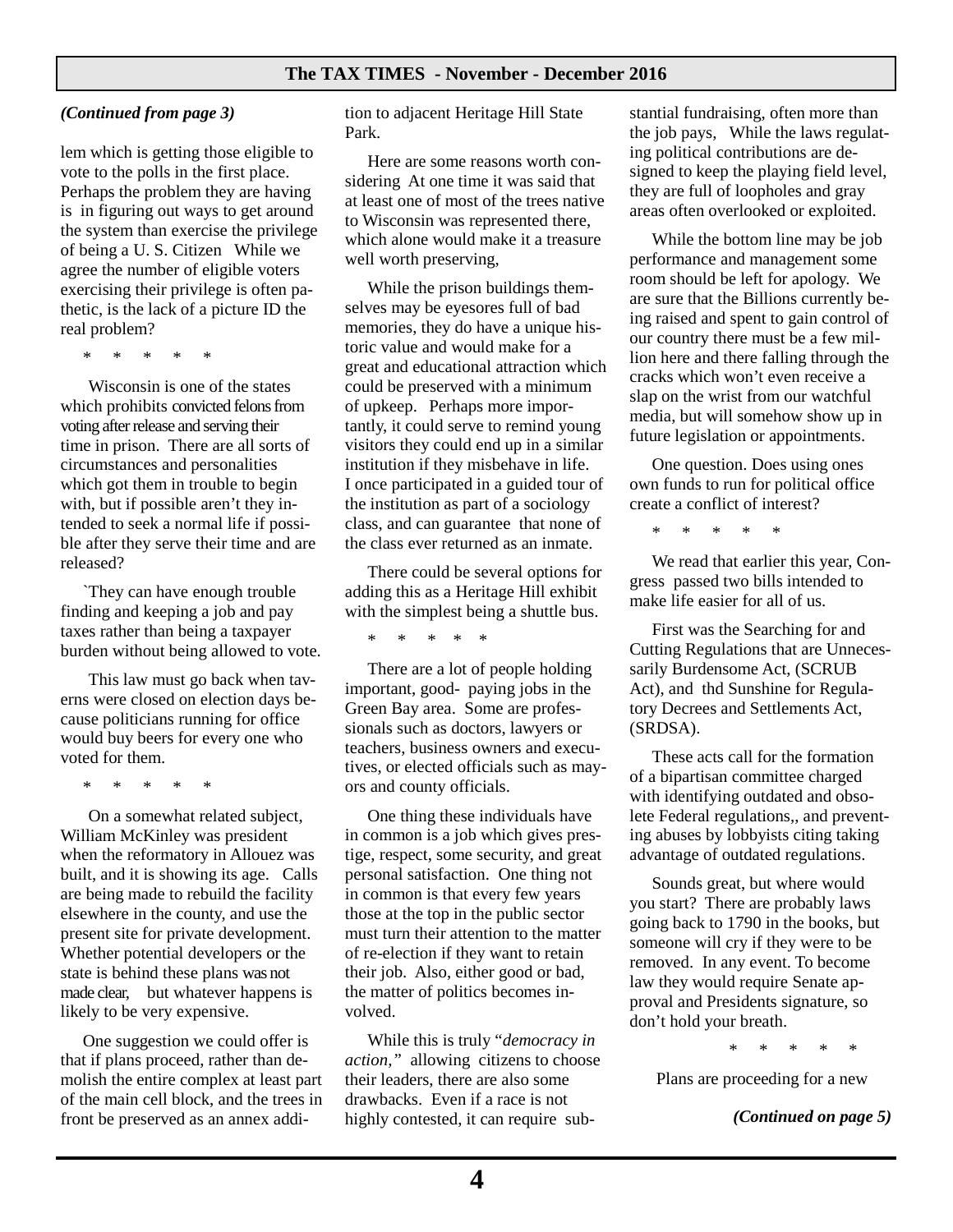*(Continued from page 3)*

lem which is getting those eligible to vote to the polls in the first place. Perhaps the problem they are having is in figuring out ways to get around the system than exercise the privilege of being a U. S. Citizen While we agree the number of eligible voters exercising their privilege is often pathetic, is the lack of a picture ID the real problem?

\* \* \* \* \*

Wisconsin is one of the states which prohibits convicted felons from voting after release and serving their time in prison. There are all sorts of circumstances and personalities which got them in trouble to begin with, but if possible aren't they intended to seek a normal life if possible after they serve their time and are released?

`They can have enough trouble finding and keeping a job and pay taxes rather than being a taxpayer burden without being allowed to vote.

This law must go back when taverns were closed on election days because politicians running for office would buy beers for every one who voted for them.

\* \* \* \* \*

On a somewhat related subject, William McKinley was president when the reformatory in Allouez was built, and it is showing its age. Calls are being made to rebuild the facility elsewhere in the county, and use the present site for private development. Whether potential developers or the state is behind these plans was not made clear, but whatever happens is likely to be very expensive.

One suggestion we could offer is that if plans proceed, rather than demolish the entire complex at least part of the main cell block, and the trees in front be preserved as an annex addition to adjacent Heritage Hill State Park.

Here are some reasons worth considering At one time it was said that at least one of most of the trees native to Wisconsin was represented there, which alone would make it a treasure well worth preserving,

While the prison buildings themselves may be eyesores full of bad memories, they do have a unique historic value and would make for a great and educational attraction which could be preserved with a minimum of upkeep. Perhaps more importantly, it could serve to remind young visitors they could end up in a similar institution if they misbehave in life. I once participated in a guided tour of the institution as part of a sociology class, and can guarantee that none of the class ever returned as an inmate.

There could be several options for adding this as a Heritage Hill exhibit with the simplest being a shuttle bus.

\* \* \* \* \*

There are a lot of people holding important, good- paying jobs in the Green Bay area. Some are professionals such as doctors, lawyers or teachers, business owners and executives, or elected officials such as mayors and county officials.

One thing these individuals have in common is a job which gives prestige, respect, some security, and great personal satisfaction. One thing not in common is that every few years those at the top in the public sector must turn their attention to the matter of re-election if they want to retain their job. Also, either good or bad, the matter of politics becomes involved.

While this is truly "*democracy in action,"* allowing citizens to choose their leaders, there are also some drawbacks. Even if a race is not highly contested, it can require substantial fundraising, often more than the job pays, While the laws regulating political contributions are designed to keep the playing field level, they are full of loopholes and gray areas often overlooked or exploited.

While the bottom line may be job performance and management some room should be left for apology. We are sure that the Billions currently being raised and spent to gain control of our country there must be a few million here and there falling through the cracks which won't even receive a slap on the wrist from our watchful media, but will somehow show up in future legislation or appointments.

One question. Does using ones own funds to run for political office create a conflict of interest?

\* \* \* \* \*

We read that earlier this year, Congress passed two bills intended to make life easier for all of us.

First was the Searching for and Cutting Regulations that are Unnecessarily Burdensome Act, (SCRUB Act), and thd Sunshine for Regulatory Decrees and Settlements Act, (SRDSA).

These acts call for the formation of a bipartisan committee charged with identifying outdated and obsolete Federal regulations,, and preventing abuses by lobbyists citing taking advantage of outdated regulations.

Sounds great, but where would you start? There are probably laws going back to 1790 in the books, but someone will cry if they were to be removed. In any event. To become law they would require Senate approval and Presidents signature, so don't hold your breath.

\* \* \* \* \*

Plans are proceeding for a new

*(Continued on page 5)*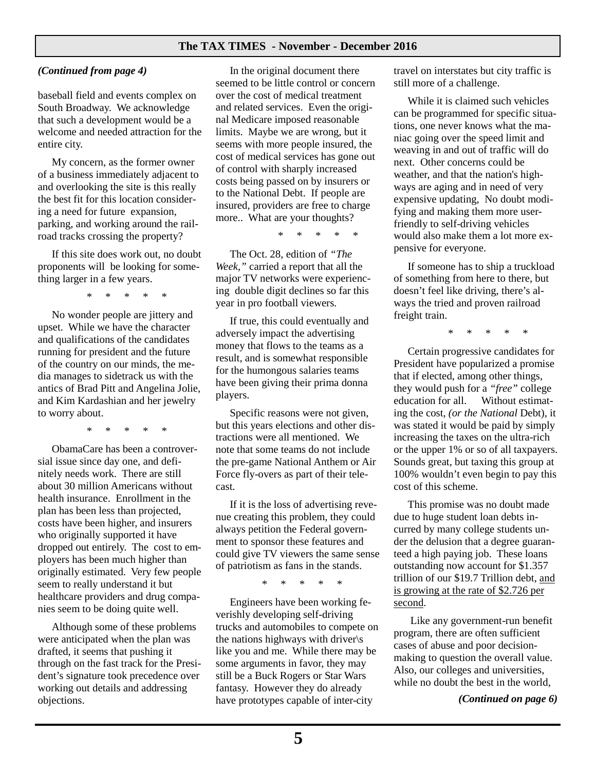*(Continued from page 4)*

baseball field and events complex on South Broadway. We acknowledge that such a development would be a welcome and needed attraction for the entire city.

My concern, as the former owner of a business immediately adjacent to and overlooking the site is this really the best fit for this location considering a need for future expansion, parking, and working around the railroad tracks crossing the property?

If this site does work out, no doubt proponents will be looking for something larger in a few years.

\* \* \* \* \*

No wonder people are jittery and upset. While we have the character and qualifications of the candidates running for president and the future of the country on our minds, the media manages to sidetrack us with the antics of Brad Pitt and Angelina Jolie, and Kim Kardashian and her jewelry to worry about.

\* \* \* \* \*

ObamaCare has been a controversial issue since day one, and definitely needs work. There are still about 30 million Americans without health insurance. Enrollment in the plan has been less than projected, costs have been higher, and insurers who originally supported it have dropped out entirely. The cost to employers has been much higher than originally estimated. Very few people seem to really understand it but healthcare providers and drug companies seem to be doing quite well.

Although some of these problems were anticipated when the plan was drafted, it seems that pushing it through on the fast track for the President's signature took precedence over working out details and addressing objections.

In the original document there seemed to be little control or concern over the cost of medical treatment and related services. Even the original Medicare imposed reasonable limits. Maybe we are wrong, but it seems with more people insured, the cost of medical services has gone out of control with sharply increased costs being passed on by insurers or to the National Debt. If people are insured, providers are free to charge more.. What are your thoughts?

\* \* \* \* \*

The Oct. 28, edition of *"The Week,"* carried a report that all the major TV networks were experiencing double digit declines so far this year in pro football viewers.

If true, this could eventually and adversely impact the advertising money that flows to the teams as a result, and is somewhat responsible for the humongous salaries teams have been giving their prima donna players.

Specific reasons were not given, but this years elections and other distractions were all mentioned. We note that some teams do not include the pre-game National Anthem or Air Force fly-overs as part of their telecast.

If it is the loss of advertising revenue creating this problem, they could always petition the Federal government to sponsor these features and could give TV viewers the same sense of patriotism as fans in the stands.

\* \* \* \* \*

Engineers have been working feverishly developing self-driving trucks and automobiles to compete on the nations highways with driver\s like you and me. While there may be some arguments in favor, they may still be a Buck Rogers or Star Wars fantasy. However they do already have prototypes capable of inter-city travel on interstates but city traffic is still more of a challenge.

While it is claimed such vehicles can be programmed for specific situations, one never knows what the maniac going over the speed limit and weaving in and out of traffic will do next. Other concerns could be weather, and that the nation's highways are aging and in need of very expensive updating, No doubt modifying and making them more user-friendly to self-driving vehicles would also make them a lot more expensive for everyone.

If someone has to ship a truckload of something from here to there, but doesn't feel like driving, there's always the tried and proven railroad freight train.

\* \* \* \* \*

Certain progressive candidates for President have popularized a promise that if elected, among other things, they would push for a *"free"* college education for all. Without estimating the cost, *(or the National* Debt), it was stated it would be paid by simply increasing the taxes on the ultra-rich or the upper 1% or so of all taxpayers. Sounds great, but taxing this group at 100% wouldn't even begin to pay this cost of this scheme.

This promise was no doubt made due to huge student loan debts incurred by many college students under the delusion that a degree guaranteed a high paying job. These loans outstanding now account for $1.357 trillion of our $19.7 Trillion debt, <u>and is growing at the rate of $2.726 per second</u>.

Like any government-run benefit program, there are often sufficient cases of abuse and poor decision-making to question the overall value. Also, our colleges and universities, while no doubt the best in the world,

*(Continued on page 6)*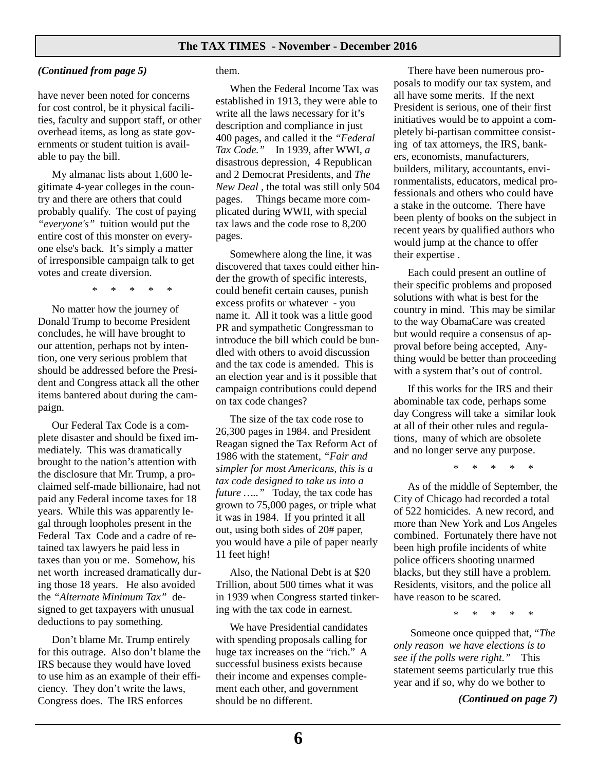*(Continued from page 5)*

have never been noted for concerns for cost control, be it physical facilities, faculty and support staff, or other overhead items, as long as state governments or student tuition is available to pay the bill.

My almanac lists about 1,600 legitimate 4-year colleges in the country and there are others that could probably qualify. The cost of paying *"everyone's"* tuition would put the entire cost of this monster on everyone else's back. It's simply a matter of irresponsible campaign talk to get votes and create diversion.

\* \* \* \* \*

No matter how the journey of Donald Trump to become President concludes, he will have brought to our attention, perhaps not by intention, one very serious problem that should be addressed before the President and Congress attack all the other items bantered about during the campaign.

Our Federal Tax Code is a complete disaster and should be fixed immediately. This was dramatically brought to the nation's attention with the disclosure that Mr. Trump, a proclaimed self-made billionaire, had not paid any Federal income taxes for 18 years. While this was apparently legal through loopholes present in the Federal Tax Code and a cadre of retained tax lawyers he paid less in taxes than you or me. Somehow, his net worth increased dramatically during those 18 years. He also avoided the *"Alternate Minimum Tax"* designed to get taxpayers with unusual deductions to pay something.

Don't blame Mr. Trump entirely for this outrage. Also don't blame the IRS because they would have loved to use him as an example of their efficiency. They don't write the laws, Congress does. The IRS enforces them.

When the Federal Income Tax was established in 1913, they were able to write all the laws necessary for it's description and compliance in just 400 pages, and called it the *"Federal Tax Code."* In 1939, after WWI, *a* disastrous depression, 4 Republican and 2 Democrat Presidents, and *The New Deal* , the total was still only 504 pages. Things became more complicated during WWII, with special tax laws and the code rose to 8,200 pages.

Somewhere along the line, it was discovered that taxes could either hinder the growth of specific interests, could benefit certain causes, punish excess profits or whatever - you name it. All it took was a little good PR and sympathetic Congressman to introduce the bill which could be bundled with others to avoid discussion and the tax code is amended. This is an election year and is it possible that campaign contributions could depend on tax code changes?

The size of the tax code rose to 26,300 pages in 1984. and President Reagan signed the Tax Reform Act of 1986 with the statement, *"Fair and simpler for most Americans, this is a tax code designed to take us into a future ….."* Today, the tax code has grown to 75,000 pages, or triple what it was in 1984. If you printed it all out, using both sides of 20# paper, you would have a pile of paper nearly 11 feet high!

Also, the National Debt is at $20 Trillion, about 500 times what it was in 1939 when Congress started tinkering with the tax code in earnest.

We have Presidential candidates with spending proposals calling for huge tax increases on the "rich." A successful business exists because their income and expenses complement each other, and government should be no different.

There have been numerous proposals to modify our tax system, and all have some merits. If the next President is serious, one of their first initiatives would be to appoint a completely bi-partisan committee consisting of tax attorneys, the IRS, bankers, economists, manufacturers, builders, military, accountants, environmentalists, educators, medical professionals and others who could have a stake in the outcome. There have been plenty of books on the subject in recent years by qualified authors who would jump at the chance to offer their expertise .

Each could present an outline of their specific problems and proposed solutions with what is best for the country in mind. This may be similar to the way ObamaCare was created but would require a consensus of approval before being accepted, Anything would be better than proceeding with a system that's out of control.

If this works for the IRS and their abominable tax code, perhaps some day Congress will take a similar look at all of their other rules and regulations, many of which are obsolete and no longer serve any purpose.

\* \* \* \* \*

As of the middle of September, the City of Chicago had recorded a total of 522 homicides. A new record, and more than New York and Los Angeles combined. Fortunately there have not been high profile incidents of white police officers shooting unarmed blacks, but they still have a problem. Residents, visitors, and the police all have reason to be scared.

\* \* \* \* \*

Someone once quipped that, "*The only reason we have elections is to see if the polls were right."* This statement seems particularly true this year and if so, why do we bother to

*(Continued on page 7)*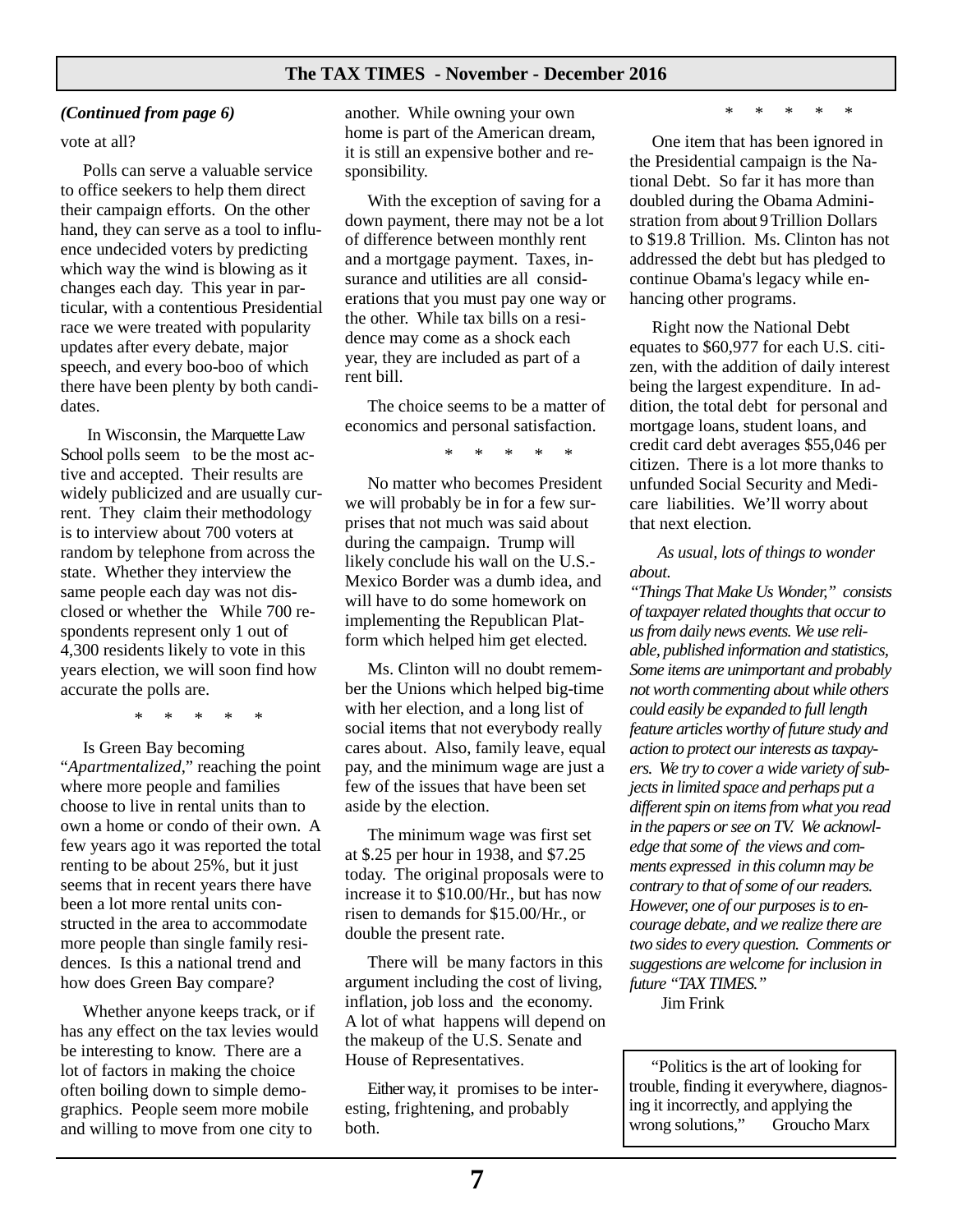*(Continued from page 6)*

vote at all?

Polls can serve a valuable service to office seekers to help them direct their campaign efforts. On the other hand, they can serve as a tool to influence undecided voters by predicting which way the wind is blowing as it changes each day. This year in particular, with a contentious Presidential race we were treated with popularity updates after every debate, major speech, and every boo-boo of which there have been plenty by both candidates.

In Wisconsin, the Marquette Law School polls seem to be the most active and accepted. Their results are widely publicized and are usually current. They claim their methodology is to interview about 700 voters at random by telephone from across the state. Whether they interview the same people each day was not disclosed or whether the While 700 respondents represent only 1 out of 4,300 residents likely to vote in this years election, we will soon find how accurate the polls are.

\* \* \* \* \*

Is Green Bay becoming "*Apartmentalized*," reaching the point where more people and families choose to live in rental units than to own a home or condo of their own. A few years ago it was reported the total renting to be about 25%, but it just seems that in recent years there have been a lot more rental units constructed in the area to accommodate more people than single family residences. Is this a national trend and how does Green Bay compare?

Whether anyone keeps track, or if has any effect on the tax levies would be interesting to know. There are a lot of factors in making the choice often boiling down to simple demographics. People seem more mobile and willing to move from one city to another. While owning your own home is part of the American dream, it is still an expensive bother and responsibility.

With the exception of saving for a down payment, there may not be a lot of difference between monthly rent and a mortgage payment. Taxes, insurance and utilities are all considerations that you must pay one way or the other. While tax bills on a residence may come as a shock each year, they are included as part of a rent bill.

The choice seems to be a matter of economics and personal satisfaction.

\* \* \* \* \*

No matter who becomes President we will probably be in for a few surprises that not much was said about during the campaign. Trump will likely conclude his wall on the U.S.-Mexico Border was a dumb idea, and will have to do some homework on implementing the Republican Platform which helped him get elected.

Ms. Clinton will no doubt remember the Unions which helped big-time with her election, and a long list of social items that not everybody really cares about. Also, family leave, equal pay, and the minimum wage are just a few of the issues that have been set aside by the election.

The minimum wage was first set at $.25 per hour in 1938, and $7.25 today. The original proposals were to increase it to $10.00/Hr., but has now risen to demands for $15.00/Hr., or double the present rate.

There will be many factors in this argument including the cost of living, inflation, job loss and the economy. A lot of what happens will depend on the makeup of the U.S. Senate and House of Representatives.

Either way, it promises to be interesting, frightening, and probably both.

\* \* \* \* \*

One item that has been ignored in the Presidential campaign is the National Debt. So far it has more than doubled during the Obama Administration from about 9 Trillion Dollars to $19.8 Trillion. Ms. Clinton has not addressed the debt but has pledged to continue Obama's legacy while enhancing other programs.

Right now the National Debt equates to $60,977 for each U.S. citizen, with the addition of daily interest being the largest expenditure. In addition, the total debt for personal and mortgage loans, student loans, and credit card debt averages $55,046 per citizen. There is a lot more thanks to unfunded Social Security and Medicare liabilities. We'll worry about that next election.

*As usual, lots of things to wonder about.*

*"Things That Make Us Wonder," consists of taxpayer related thoughts that occur to us from daily news events. We use reliable, published information and statistics, Some items are unimportant and probably not worth commenting about while others could easily be expanded to full length feature articles worthy of future study and action to protect our interests as taxpayers. We try to cover a wide variety of subjects in limited space and perhaps put a different spin on items from what you read in the papers or see on TV. We acknowledge that some of the views and comments expressed in this column may be contrary to that of some of our readers. However, one of our purposes is to encourage debate, and we realize there are two sides to every question. Comments or suggestions are welcome for inclusion in future "TAX TIMES."*

Jim Frink

"Politics is the art of looking for trouble, finding it everywhere, diagnosing it incorrectly, and applying the wrong solutions," Groucho Marx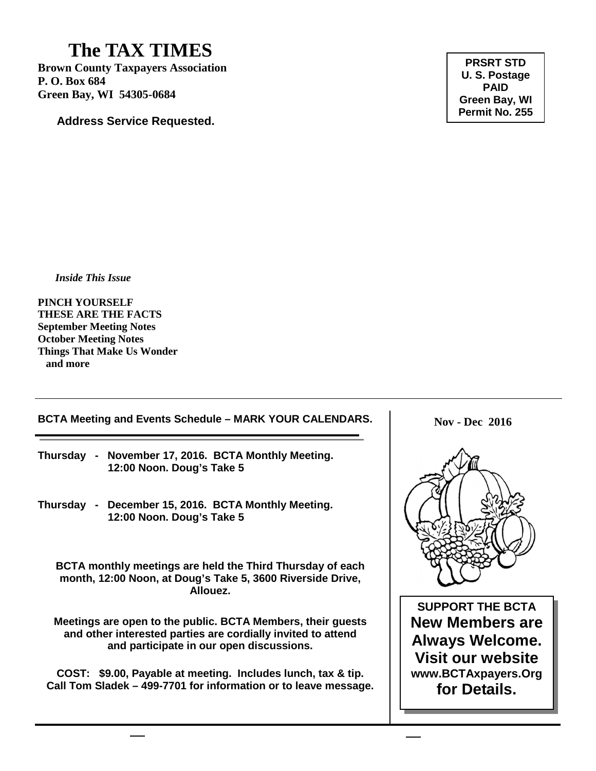# The TAX TIMES

**Brown County Taxpayers Association**
**P. O. Box 684**
**Green Bay, WI 54305-0684**

**Address Service Requested.**

**PRSRT STD**
**U. S. Postage**
**PAID**
**Green Bay, WI**
**Permit No. 255**

*Inside This Issue*

**PINCH YOURSELF**
**THESE ARE THE FACTS**
**September Meeting Notes**
**October Meeting Notes**
**Things That Make Us Wonder**
**and more**

**BCTA Meeting and Events Schedule – MARK YOUR CALENDARS.**

**Thursday - November 17, 2016. BCTA Monthly Meeting. 12:00 Noon. Doug's Take 5**

**Thursday - December 15, 2016. BCTA Monthly Meeting. 12:00 Noon. Doug's Take 5**

**BCTA monthly meetings are held the Third Thursday of each month, 12:00 Noon, at Doug's Take 5, 3600 Riverside Drive, Allouez.**

**Meetings are open to the public. BCTA Members, their guests and other interested parties are cordially invited to attend and participate in our open discussions.**

**COST: $9.00, Payable at meeting. Includes lunch, tax & tip.**
**Call Tom Sladek – 499-7701 for information or to leave message.**

**Nov - Dec 2016**

**SUPPORT THE BCTA**
**New Members are Always Welcome.**
**Visit our website**
**www.BCTAxpayers.Org**
**for Details.**